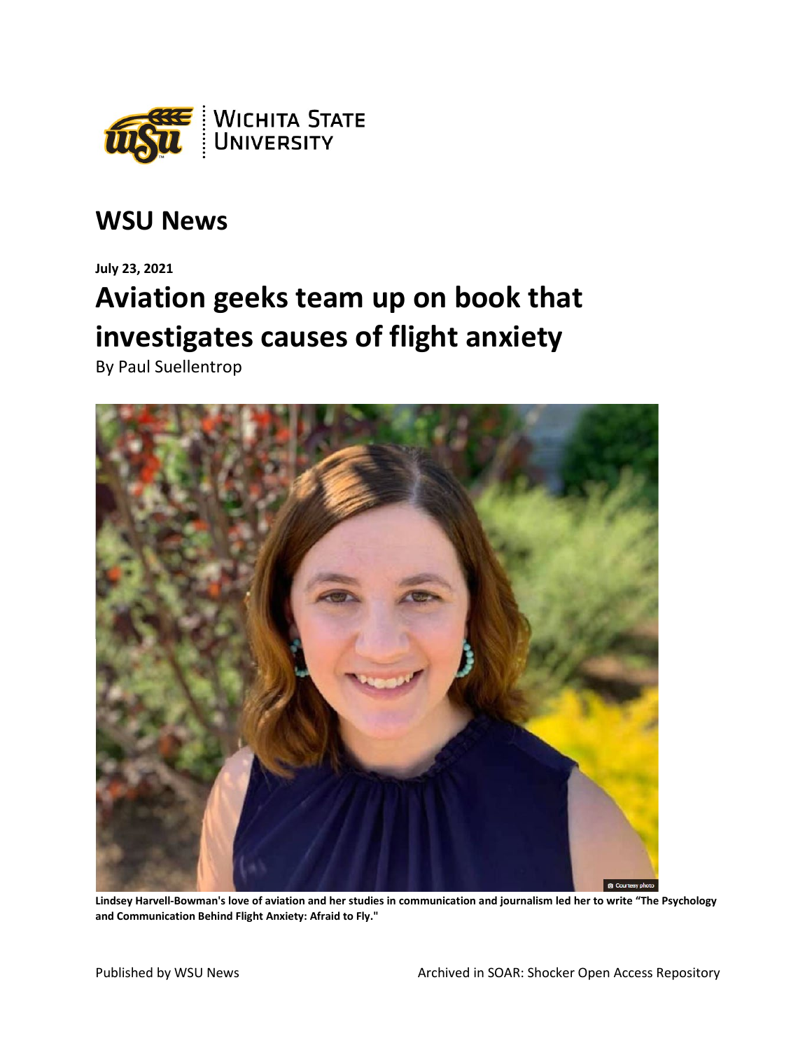## WSU News

**July 23, 2021**

# Aviation geeks team up on book that investigates causes of flight anxiety

By Paul Suellentrop

**Lindsey Harvell-Bowman's love of aviation and her studies in communication and journalism led her to write "The Psychology and Communication Behind Flight Anxiety: Afraid to Fly."**

Published by WSU News

Archived in SOAR: Shocker Open Access Repository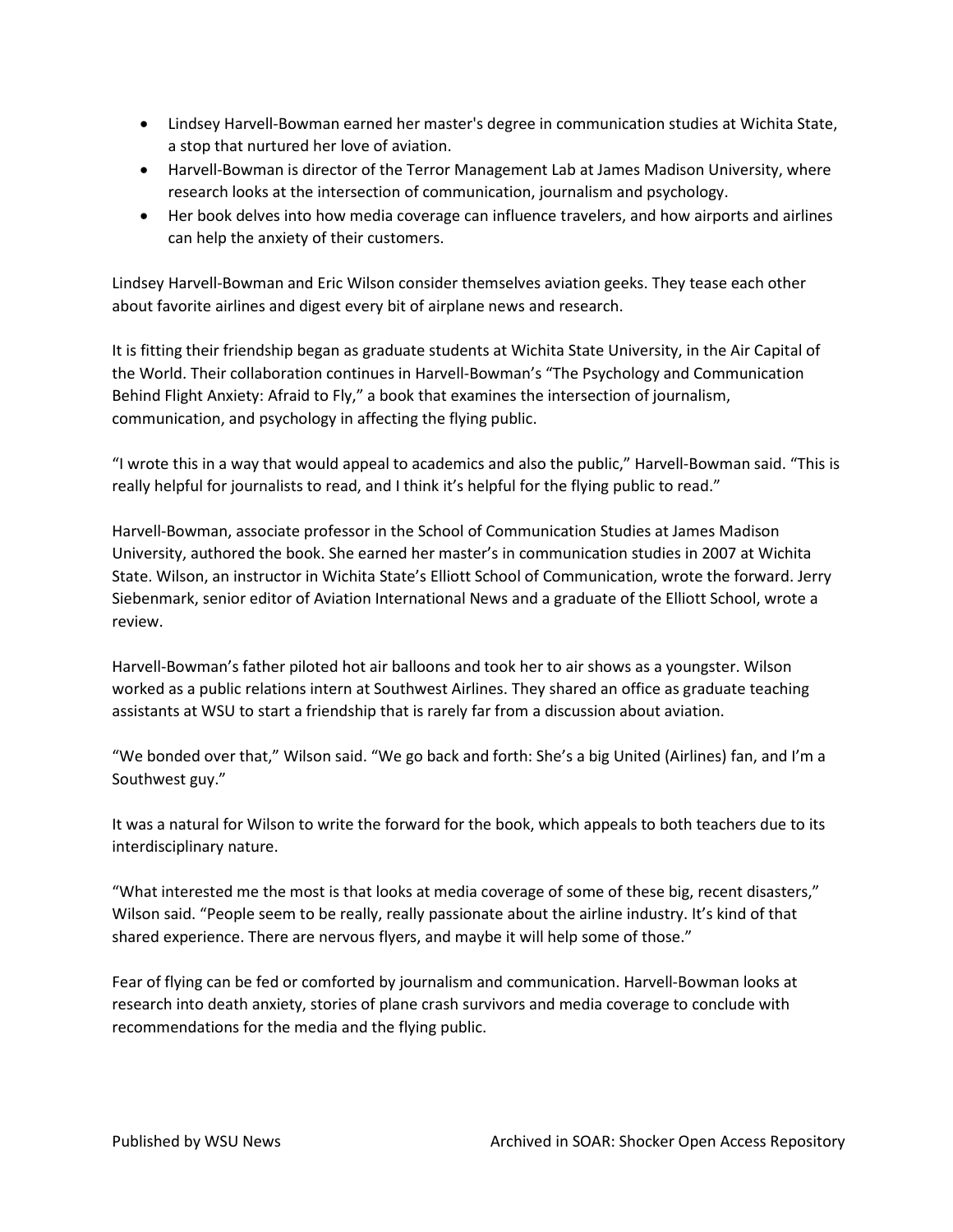- Lindsey Harvell-Bowman earned her master's degree in communication studies at Wichita State, a stop that nurtured her love of aviation.
- Harvell-Bowman is director of the Terror Management Lab at James Madison University, where research looks at the intersection of communication, journalism and psychology.
- Her book delves into how media coverage can influence travelers, and how airports and airlines can help the anxiety of their customers.

Lindsey Harvell-Bowman and Eric Wilson consider themselves aviation geeks. They tease each other about favorite airlines and digest every bit of airplane news and research.

It is fitting their friendship began as graduate students at Wichita State University, in the Air Capital of the World. Their collaboration continues in Harvell-Bowman's "The Psychology and Communication Behind Flight Anxiety: Afraid to Fly," a book that examines the intersection of journalism, communication, and psychology in affecting the flying public.

"I wrote this in a way that would appeal to academics and also the public," Harvell-Bowman said. "This is really helpful for journalists to read, and I think it's helpful for the flying public to read."

Harvell-Bowman, associate professor in the School of Communication Studies at James Madison University, authored the book. She earned her master's in communication studies in 2007 at Wichita State. Wilson, an instructor in Wichita State's Elliott School of Communication, wrote the forward. Jerry Siebenmark, senior editor of Aviation International News and a graduate of the Elliott School, wrote a review.

Harvell-Bowman's father piloted hot air balloons and took her to air shows as a youngster. Wilson worked as a public relations intern at Southwest Airlines. They shared an office as graduate teaching assistants at WSU to start a friendship that is rarely far from a discussion about aviation.

"We bonded over that," Wilson said. "We go back and forth: She's a big United (Airlines) fan, and I'm a Southwest guy."

It was a natural for Wilson to write the forward for the book, which appeals to both teachers due to its interdisciplinary nature.

"What interested me the most is that looks at media coverage of some of these big, recent disasters," Wilson said. "People seem to be really, really passionate about the airline industry. It's kind of that shared experience. There are nervous flyers, and maybe it will help some of those."

Fear of flying can be fed or comforted by journalism and communication. Harvell-Bowman looks at research into death anxiety, stories of plane crash survivors and media coverage to conclude with recommendations for the media and the flying public.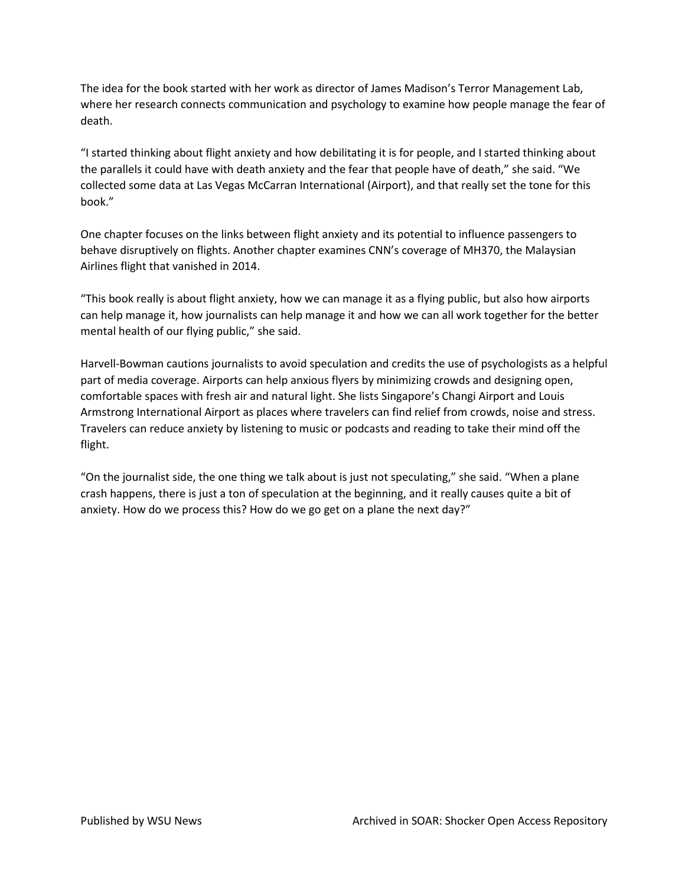The idea for the book started with her work as director of James Madison's Terror Management Lab, where her research connects communication and psychology to examine how people manage the fear of death.

"I started thinking about flight anxiety and how debilitating it is for people, and I started thinking about the parallels it could have with death anxiety and the fear that people have of death," she said. "We collected some data at Las Vegas McCarran International (Airport), and that really set the tone for this book."

One chapter focuses on the links between flight anxiety and its potential to influence passengers to behave disruptively on flights. Another chapter examines CNN's coverage of MH370, the Malaysian Airlines flight that vanished in 2014.

"This book really is about flight anxiety, how we can manage it as a flying public, but also how airports can help manage it, how journalists can help manage it and how we can all work together for the better mental health of our flying public," she said.

Harvell-Bowman cautions journalists to avoid speculation and credits the use of psychologists as a helpful part of media coverage. Airports can help anxious flyers by minimizing crowds and designing open, comfortable spaces with fresh air and natural light. She lists Singapore's Changi Airport and Louis Armstrong International Airport as places where travelers can find relief from crowds, noise and stress. Travelers can reduce anxiety by listening to music or podcasts and reading to take their mind off the flight.

"On the journalist side, the one thing we talk about is just not speculating," she said. "When a plane crash happens, there is just a ton of speculation at the beginning, and it really causes quite a bit of anxiety. How do we process this? How do we go get on a plane the next day?"